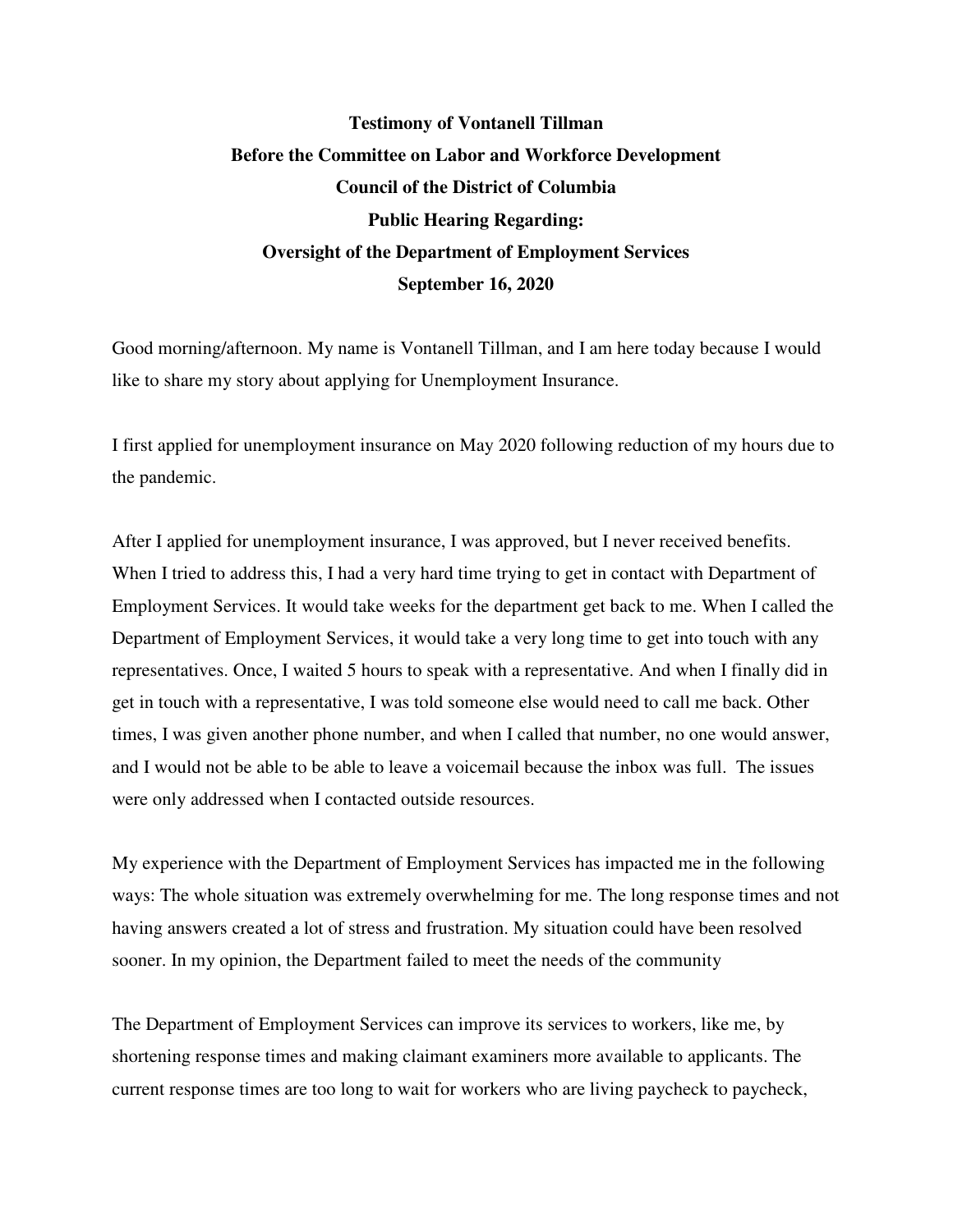**Testimony of Vontanell Tillman**
**Before the Committee on Labor and Workforce Development**
**Council of the District of Columbia**
**Public Hearing Regarding:**
**Oversight of the Department of Employment Services**
**September 16, 2020**

Good morning/afternoon. My name is Vontanell Tillman, and I am here today because I would like to share my story about applying for Unemployment Insurance.

I first applied for unemployment insurance on May 2020 following reduction of my hours due to the pandemic.

After I applied for unemployment insurance, I was approved, but I never received benefits. When I tried to address this, I had a very hard time trying to get in contact with Department of Employment Services. It would take weeks for the department get back to me. When I called the Department of Employment Services, it would take a very long time to get into touch with any representatives. Once, I waited 5 hours to speak with a representative. And when I finally did in get in touch with a representative, I was told someone else would need to call me back. Other times, I was given another phone number, and when I called that number, no one would answer, and I would not be able to be able to leave a voicemail because the inbox was full. The issues were only addressed when I contacted outside resources.

My experience with the Department of Employment Services has impacted me in the following ways: The whole situation was extremely overwhelming for me. The long response times and not having answers created a lot of stress and frustration. My situation could have been resolved sooner. In my opinion, the Department failed to meet the needs of the community

The Department of Employment Services can improve its services to workers, like me, by shortening response times and making claimant examiners more available to applicants. The current response times are too long to wait for workers who are living paycheck to paycheck,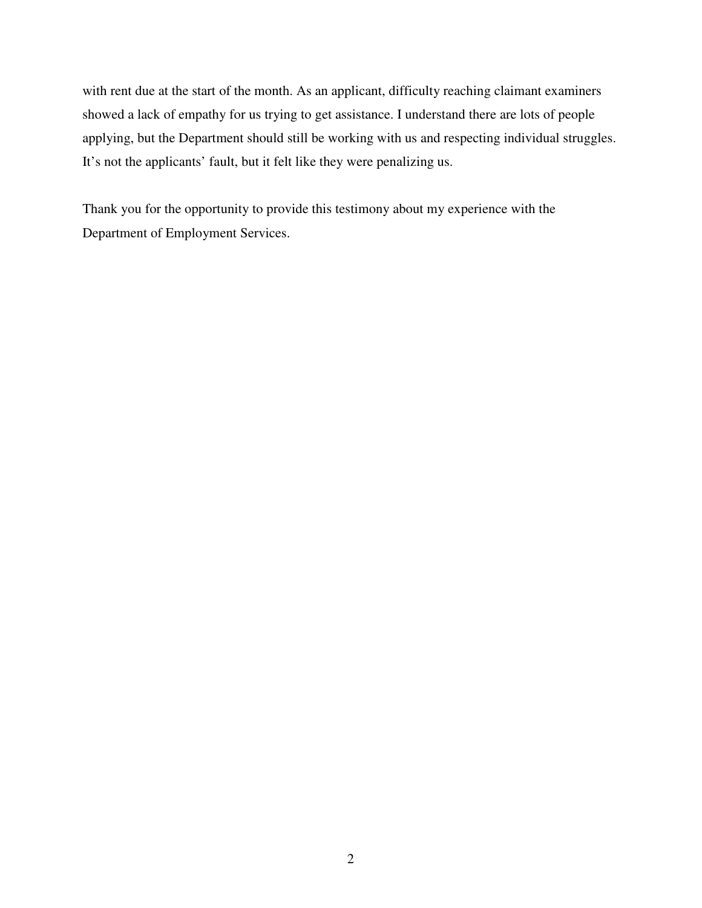with rent due at the start of the month. As an applicant, difficulty reaching claimant examiners showed a lack of empathy for us trying to get assistance. I understand there are lots of people applying, but the Department should still be working with us and respecting individual struggles. It's not the applicants' fault, but it felt like they were penalizing us.

Thank you for the opportunity to provide this testimony about my experience with the Department of Employment Services.